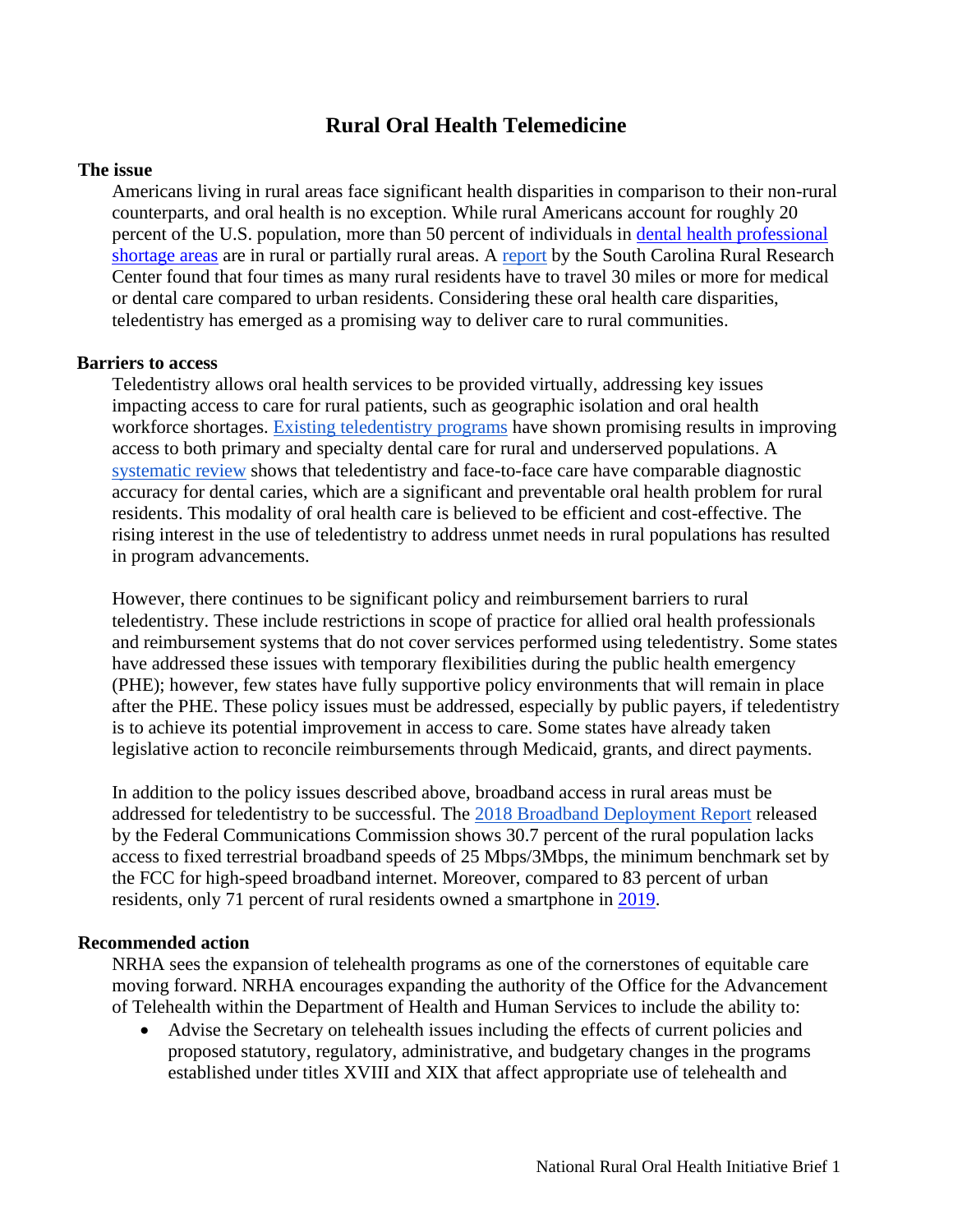# Rural Oral Health Telemedicine

## The issue

Americans living in rural areas face significant health disparities in comparison to their non-rural counterparts, and oral health is no exception. While rural Americans account for roughly 20 percent of the U.S. population, more than 50 percent of individuals in dental health professional shortage areas are in rural or partially rural areas. A report by the South Carolina Rural Research Center found that four times as many rural residents have to travel 30 miles or more for medical or dental care compared to urban residents. Considering these oral health care disparities, teledentistry has emerged as a promising way to deliver care to rural communities.

## Barriers to access

Teledentistry allows oral health services to be provided virtually, addressing key issues impacting access to care for rural patients, such as geographic isolation and oral health workforce shortages. Existing teledentistry programs have shown promising results in improving access to both primary and specialty dental care for rural and underserved populations. A systematic review shows that teledentistry and face-to-face care have comparable diagnostic accuracy for dental caries, which are a significant and preventable oral health problem for rural residents. This modality of oral health care is believed to be efficient and cost-effective. The rising interest in the use of teledentistry to address unmet needs in rural populations has resulted in program advancements.

However, there continues to be significant policy and reimbursement barriers to rural teledentistry. These include restrictions in scope of practice for allied oral health professionals and reimbursement systems that do not cover services performed using teledentistry. Some states have addressed these issues with temporary flexibilities during the public health emergency (PHE); however, few states have fully supportive policy environments that will remain in place after the PHE. These policy issues must be addressed, especially by public payers, if teledentistry is to achieve its potential improvement in access to care. Some states have already taken legislative action to reconcile reimbursements through Medicaid, grants, and direct payments.

In addition to the policy issues described above, broadband access in rural areas must be addressed for teledentistry to be successful. The 2018 Broadband Deployment Report released by the Federal Communications Commission shows 30.7 percent of the rural population lacks access to fixed terrestrial broadband speeds of 25 Mbps/3Mbps, the minimum benchmark set by the FCC for high-speed broadband internet. Moreover, compared to 83 percent of urban residents, only 71 percent of rural residents owned a smartphone in 2019.

## Recommended action

NRHA sees the expansion of telehealth programs as one of the cornerstones of equitable care moving forward. NRHA encourages expanding the authority of the Office for the Advancement of Telehealth within the Department of Health and Human Services to include the ability to:

- Advise the Secretary on telehealth issues including the effects of current policies and proposed statutory, regulatory, administrative, and budgetary changes in the programs established under titles XVIII and XIX that affect appropriate use of telehealth and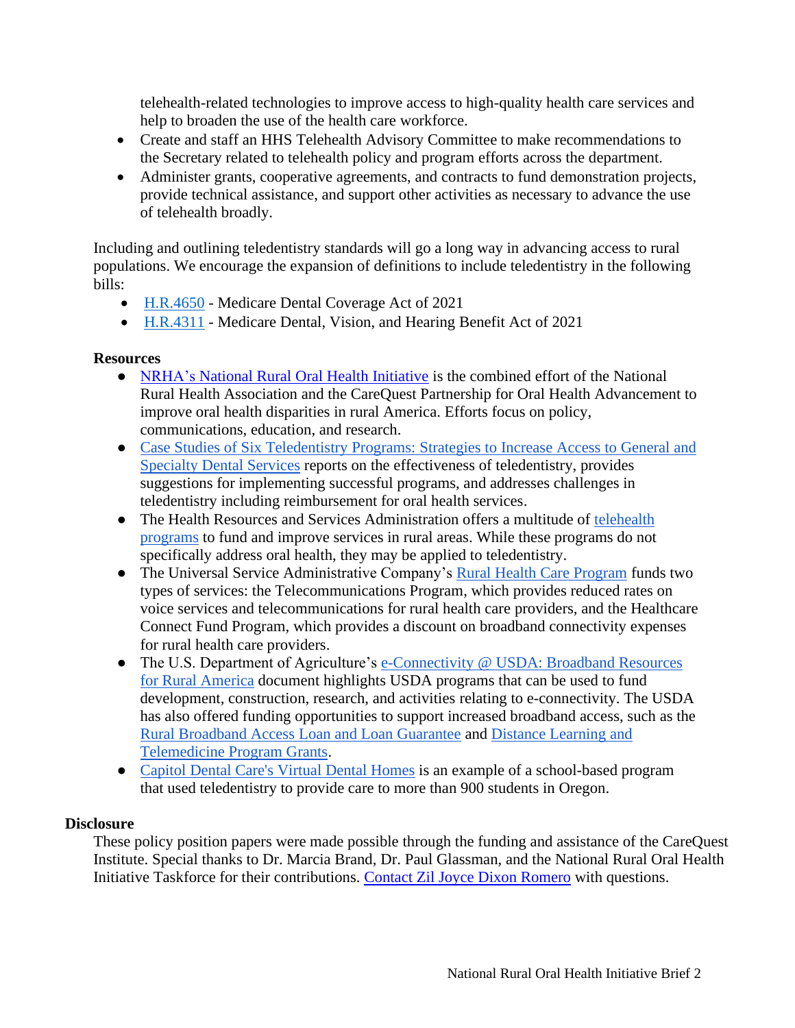telehealth-related technologies to improve access to high-quality health care services and help to broaden the use of the health care workforce.

- Create and staff an HHS Telehealth Advisory Committee to make recommendations to the Secretary related to telehealth policy and program efforts across the department.
- Administer grants, cooperative agreements, and contracts to fund demonstration projects, provide technical assistance, and support other activities as necessary to advance the use of telehealth broadly.

Including and outlining teledentistry standards will go a long way in advancing access to rural populations. We encourage the expansion of definitions to include teledentistry in the following bills:

- H.R.4650 - Medicare Dental Coverage Act of 2021
- H.R.4311 - Medicare Dental, Vision, and Hearing Benefit Act of 2021

**Resources**

- NRHA's National Rural Oral Health Initiative is the combined effort of the National Rural Health Association and the CareQuest Partnership for Oral Health Advancement to improve oral health disparities in rural America. Efforts focus on policy, communications, education, and research.
- Case Studies of Six Teledentistry Programs: Strategies to Increase Access to General and Specialty Dental Services reports on the effectiveness of teledentistry, provides suggestions for implementing successful programs, and addresses challenges in teledentistry including reimbursement for oral health services.
- The Health Resources and Services Administration offers a multitude of telehealth programs to fund and improve services in rural areas. While these programs do not specifically address oral health, they may be applied to teledentistry.
- The Universal Service Administrative Company's Rural Health Care Program funds two types of services: the Telecommunications Program, which provides reduced rates on voice services and telecommunications for rural health care providers, and the Healthcare Connect Fund Program, which provides a discount on broadband connectivity expenses for rural health care providers.
- The U.S. Department of Agriculture's e-Connectivity @ USDA: Broadband Resources for Rural America document highlights USDA programs that can be used to fund development, construction, research, and activities relating to e-connectivity. The USDA has also offered funding opportunities to support increased broadband access, such as the Rural Broadband Access Loan and Loan Guarantee and Distance Learning and Telemedicine Program Grants.
- Capitol Dental Care's Virtual Dental Homes is an example of a school-based program that used teledentistry to provide care to more than 900 students in Oregon.

**Disclosure**

These policy position papers were made possible through the funding and assistance of the CareQuest Institute. Special thanks to Dr. Marcia Brand, Dr. Paul Glassman, and the National Rural Oral Health Initiative Taskforce for their contributions. Contact Zil Joyce Dixon Romero with questions.